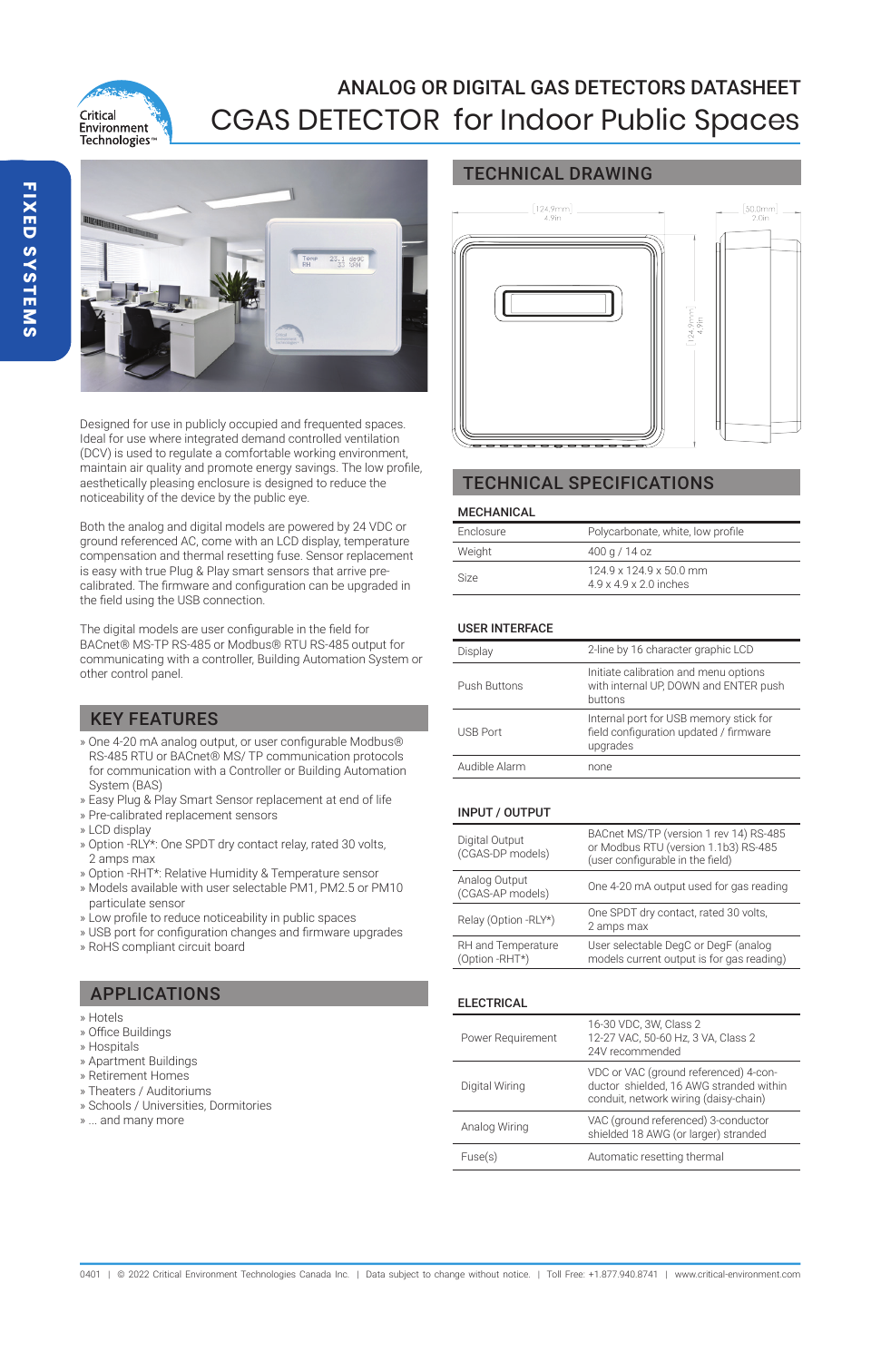# ANALOG OR DIGITAL GAS DETECTORS DATASHEET

# CGAS DETECTOR for Indoor Public Spaces

FIXED SYSTEMS

Designed for use in publicly occupied and frequented spaces. Ideal for use where integrated demand controlled ventilation (DCV) is used to regulate a comfortable working environment, maintain air quality and promote energy savings. The low profile, aesthetically pleasing enclosure is designed to reduce the noticeability of the device by the public eye.

Both the analog and digital models are powered by 24 VDC or ground referenced AC, come with an LCD display, temperature compensation and thermal resetting fuse. Sensor replacement is easy with true Plug & Play smart sensors that arrive pre-calibrated. The firmware and configuration can be upgraded in the field using the USB connection.

The digital models are user configurable in the field for BACnet® MS-TP RS-485 or Modbus® RTU RS-485 output for communicating with a controller, Building Automation System or other control panel.

## KEY FEATURES

- One 4-20 mA analog output, or user configurable Modbus® RS-485 RTU or BACnet® MS/ TP communication protocols for communication with a Controller or Building Automation System (BAS)
- Easy Plug & Play Smart Sensor replacement at end of life
- Pre-calibrated replacement sensors
- LCD display
- Option -RLY*: One SPDT dry contact relay, rated 30 volts, 2 amps max
- Option -RHT*: Relative Humidity & Temperature sensor
- Models available with user selectable PM1, PM2.5 or PM10 particulate sensor
- Low profile to reduce noticeability in public spaces
- USB port for configuration changes and firmware upgrades
- RoHS compliant circuit board

## APPLICATIONS

- Hotels
- Office Buildings
- Hospitals
- Apartment Buildings
- Retirement Homes
- Theaters / Auditoriums
- Schools / Universities, Dormitories
- ... and many more

## TECHNICAL DRAWING

124.9mm 4.9in | 50.0mm 2.0in | 124.9mm 4.9in

## TECHNICAL SPECIFICATIONS

### MECHANICAL

| | |
|---|---|
| Enclosure | Polycarbonate, white, low profile |
| Weight | 400 g / 14 oz |
| Size | 124.9 x 124.9 x 50.0 mm<br>4.9 x 4.9 x 2.0 inches |

### USER INTERFACE

| | |
|---|---|
| Display | 2-line by 16 character graphic LCD |
| Push Buttons | Initiate calibration and menu options with internal UP, DOWN and ENTER push buttons |
| USB Port | Internal port for USB memory stick for field configuration updated / firmware upgrades |
| Audible Alarm | none |

### INPUT / OUTPUT

| | |
|---|---|
| Digital Output (CGAS-DP models) | BACnet MS/TP (version 1 rev 14) RS-485 or Modbus RTU (version 1.1b3) RS-485 (user configurable in the field) |
| Analog Output (CGAS-AP models) | One 4-20 mA output used for gas reading |
| Relay (Option -RLY*) | One SPDT dry contact, rated 30 volts, 2 amps max |
| RH and Temperature (Option -RHT*) | User selectable DegC or DegF (analog models current output is for gas reading) |

### ELECTRICAL

| | |
|---|---|
| Power Requirement | 16-30 VDC, 3W, Class 2<br>12-27 VAC, 50-60 Hz, 3 VA, Class 2<br>24V recommended |
| Digital Wiring | VDC or VAC (ground referenced) 4-conductor shielded, 16 AWG stranded within conduit, network wiring (daisy-chain) |
| Analog Wiring | VAC (ground referenced) 3-conductor shielded 18 AWG (or larger) stranded |
| Fuse(s) | Automatic resetting thermal |

0401 | © 2022 Critical Environment Technologies Canada Inc. | Data subject to change without notice. | Toll Free: +1.877.940.8741 | www.critical-environment.com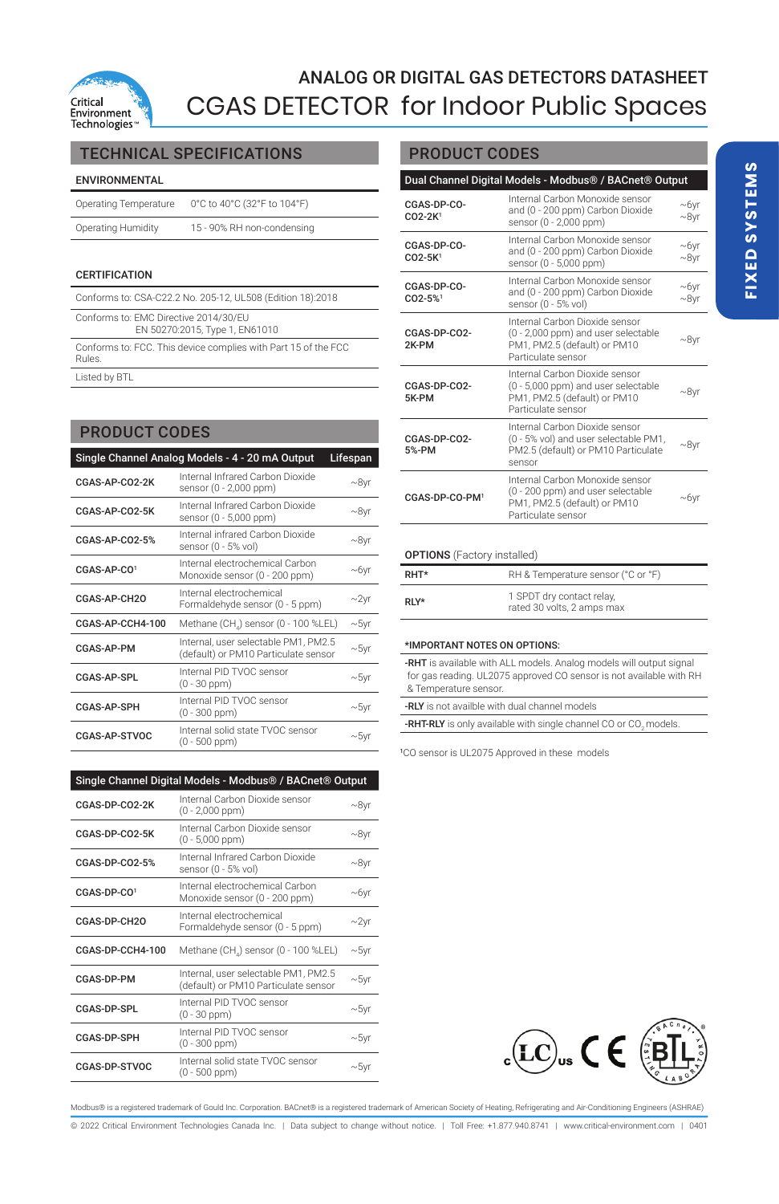# ANALOG OR DIGITAL GAS DETECTORS DATASHEET

# CGAS DETECTOR for Indoor Public Spaces

FIXED SYSTEMS

## TECHNICAL SPECIFICATIONS

### ENVIRONMENTAL

| | |
|---|---|
| Operating Temperature | 0°C to 40°C (32°F to 104°F) |
| Operating Humidity | 15 - 90% RH non-condensing |

### CERTIFICATION

Conforms to: CSA-C22.2 No. 205-12, UL508 (Edition 18):2018

Conforms to: EMC Directive 2014/30/EU
EN 50270:2015, Type 1, EN61010

Conforms to: FCC. This device complies with Part 15 of the FCC Rules.

Listed by BTL

## PRODUCT CODES

| Single Channel Analog Models - 4 - 20 mA Output | | Lifespan |
|---|---|---|
| CGAS-AP-CO2-2K | Internal Infrared Carbon Dioxide sensor (0 - 2,000 ppm) | ~8yr |
| CGAS-AP-CO2-5K | Internal Infrared Carbon Dioxide sensor (0 - 5,000 ppm) | ~8yr |
| CGAS-AP-CO2-5% | Internal infrared Carbon Dioxide sensor (0 - 5% vol) | ~8yr |
| CGAS-AP-CO[1] | Internal electrochemical Carbon Monoxide sensor (0 - 200 ppm) | ~6yr |
| CGAS-AP-CH2O | Internal electrochemical Formaldehyde sensor (0 - 5 ppm) | ~2yr |
| CGAS-AP-CCH4-100 | Methane ($CH_4$) sensor (0 - 100 %LEL) | ~5yr |
| CGAS-AP-PM | Internal, user selectable PM1, PM2.5 (default) or PM10 Particulate sensor | ~5yr |
| CGAS-AP-SPL | Internal PID TVOC sensor (0 - 30 ppm) | ~5yr |
| CGAS-AP-SPH | Internal PID TVOC sensor (0 - 300 ppm) | ~5yr |
| CGAS-AP-STVOC | Internal solid state TVOC sensor (0 - 500 ppm) | ~5yr |

| Single Channel Digital Models - Modbus® / BACnet® Output | | |
|---|---|---|
| CGAS-DP-CO2-2K | Internal Carbon Dioxide sensor (0 - 2,000 ppm) | ~8yr |
| CGAS-DP-CO2-5K | Internal Carbon Dioxide sensor (0 - 5,000 ppm) | ~8yr |
| CGAS-DP-CO2-5% | Internal Infrared Carbon Dioxide sensor (0 - 5% vol) | ~8yr |
| CGAS-DP-CO[1] | Internal electrochemical Carbon Monoxide sensor (0 - 200 ppm) | ~6yr |
| CGAS-DP-CH2O | Internal electrochemical Formaldehyde sensor (0 - 5 ppm) | ~2yr |
| CGAS-DP-CCH4-100 | Methane ($CH_4$) sensor (0 - 100 %LEL) | ~5yr |
| CGAS-DP-PM | Internal, user selectable PM1, PM2.5 (default) or PM10 Particulate sensor | ~5yr |
| CGAS-DP-SPL | Internal PID TVOC sensor (0 - 30 ppm) | ~5yr |
| CGAS-DP-SPH | Internal PID TVOC sensor (0 - 300 ppm) | ~5yr |
| CGAS-DP-STVOC | Internal solid state TVOC sensor (0 - 500 ppm) | ~5yr |

## PRODUCT CODES

| Dual Channel Digital Models - Modbus® / BACnet® Output | | |
|---|---|---|
| CGAS-DP-CO-CO2-2K[1] | Internal Carbon Monoxide sensor and (0 - 200 ppm) Carbon Dioxide sensor (0 - 2,000 ppm) | ~6yr ~8yr |
| CGAS-DP-CO-CO2-5K[1] | Internal Carbon Monoxide sensor and (0 - 200 ppm) Carbon Dioxide sensor (0 - 5,000 ppm) | ~6yr ~8yr |
| CGAS-DP-CO-CO2-5%[1] | Internal Carbon Monoxide sensor and (0 - 200 ppm) Carbon Dioxide sensor (0 - 5% vol) | ~6yr ~8yr |
| CGAS-DP-CO2-2K-PM | Internal Carbon Dioxide sensor (0 - 2,000 ppm) and user selectable PM1, PM2.5 (default) or PM10 Particulate sensor | ~8yr |
| CGAS-DP-CO2-5K-PM | Internal Carbon Dioxide sensor (0 - 5,000 ppm) and user selectable PM1, PM2.5 (default) or PM10 Particulate sensor | ~8yr |
| CGAS-DP-CO2-5%-PM | Internal Carbon Dioxide sensor (0 - 5% vol) and user selectable PM1, PM2.5 (default) or PM10 Particulate sensor | ~8yr |
| CGAS-DP-CO-PM[1] | Internal Carbon Monoxide sensor (0 - 200 ppm) and user selectable PM1, PM2.5 (default) or PM10 Particulate sensor | ~6yr |

**OPTIONS** (Factory installed)

| | |
|---|---|
| RHT* | RH & Temperature sensor (°C or °F) |
| RLY* | 1 SPDT dry contact relay, rated 30 volts, 2 amps max |

**\*IMPORTANT NOTES ON OPTIONS:**

**-RHT** is available with ALL models. Analog models will output signal for gas reading. UL2075 approved CO sensor is not available with RH & Temperature sensor.

**-RLY** is not availble with dual channel models

**-RHT-RLY** is only available with single channel CO or $CO_2$ models.

[1]CO sensor is UL2075 Approved in these models

Modbus® is a registered trademark of Gould Inc. Corporation. BACnet® is a registered trademark of American Society of Heating, Refrigerating and Air-Conditioning Engineers (ASHRAE)

© 2022 Critical Environment Technologies Canada Inc. | Data subject to change without notice. | Toll Free: +1.877.940.8741 | www.critical-environment.com | 0401